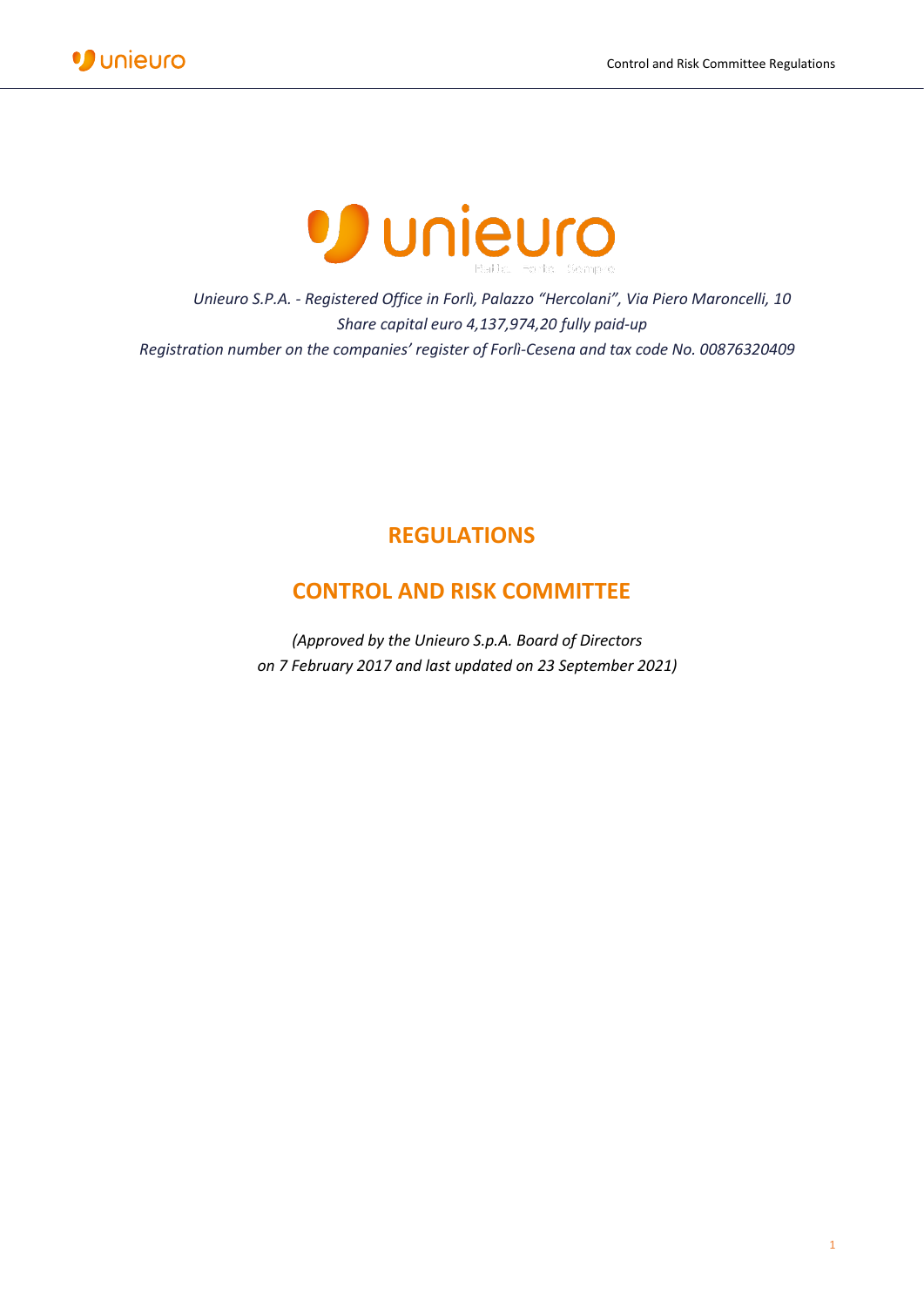*Unieuro S.P.A. - Registered Office in Forlì, Palazzo "Hercolani", Via Piero Maroncelli, 10*
*Share capital euro 4,137,974,20 fully paid-up*
*Registration number on the companies' register of Forlì-Cesena and tax code No. 00876320409*

# REGULATIONS

# CONTROL AND RISK COMMITTEE

*(Approved by the Unieuro S.p.A. Board of Directors on 7 February 2017 and last updated on 23 September 2021)*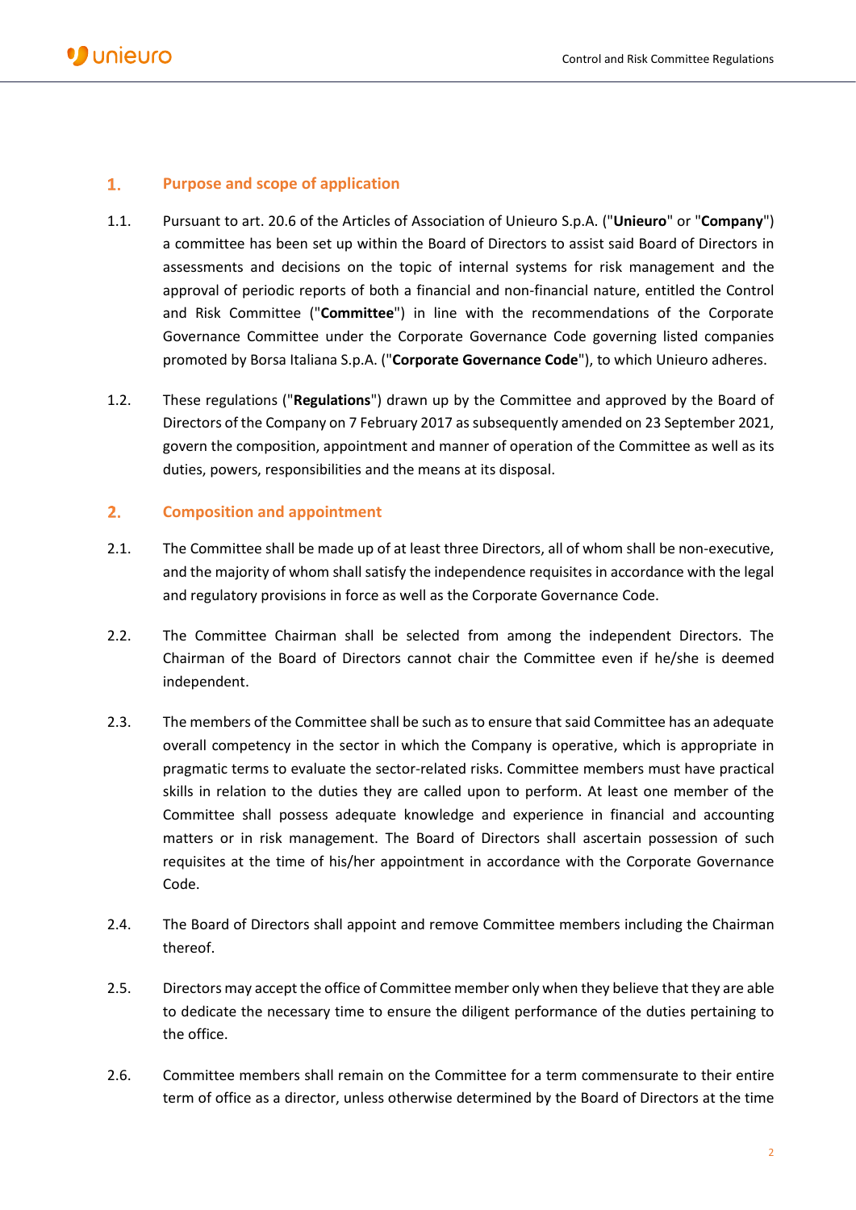## 1. Purpose and scope of application

1.1. Pursuant to art. 20.6 of the Articles of Association of Unieuro S.p.A. ("**Unieuro**" or "**Company**") a committee has been set up within the Board of Directors to assist said Board of Directors in assessments and decisions on the topic of internal systems for risk management and the approval of periodic reports of both a financial and non-financial nature, entitled the Control and Risk Committee ("**Committee**") in line with the recommendations of the Corporate Governance Committee under the Corporate Governance Code governing listed companies promoted by Borsa Italiana S.p.A. ("**Corporate Governance Code**"), to which Unieuro adheres.

1.2. These regulations ("**Regulations**") drawn up by the Committee and approved by the Board of Directors of the Company on 7 February 2017 as subsequently amended on 23 September 2021, govern the composition, appointment and manner of operation of the Committee as well as its duties, powers, responsibilities and the means at its disposal.

## 2. Composition and appointment

2.1. The Committee shall be made up of at least three Directors, all of whom shall be non-executive, and the majority of whom shall satisfy the independence requisites in accordance with the legal and regulatory provisions in force as well as the Corporate Governance Code.

2.2. The Committee Chairman shall be selected from among the independent Directors. The Chairman of the Board of Directors cannot chair the Committee even if he/she is deemed independent.

2.3. The members of the Committee shall be such as to ensure that said Committee has an adequate overall competency in the sector in which the Company is operative, which is appropriate in pragmatic terms to evaluate the sector-related risks. Committee members must have practical skills in relation to the duties they are called upon to perform. At least one member of the Committee shall possess adequate knowledge and experience in financial and accounting matters or in risk management. The Board of Directors shall ascertain possession of such requisites at the time of his/her appointment in accordance with the Corporate Governance Code.

2.4. The Board of Directors shall appoint and remove Committee members including the Chairman thereof.

2.5. Directors may accept the office of Committee member only when they believe that they are able to dedicate the necessary time to ensure the diligent performance of the duties pertaining to the office.

2.6. Committee members shall remain on the Committee for a term commensurate to their entire term of office as a director, unless otherwise determined by the Board of Directors at the time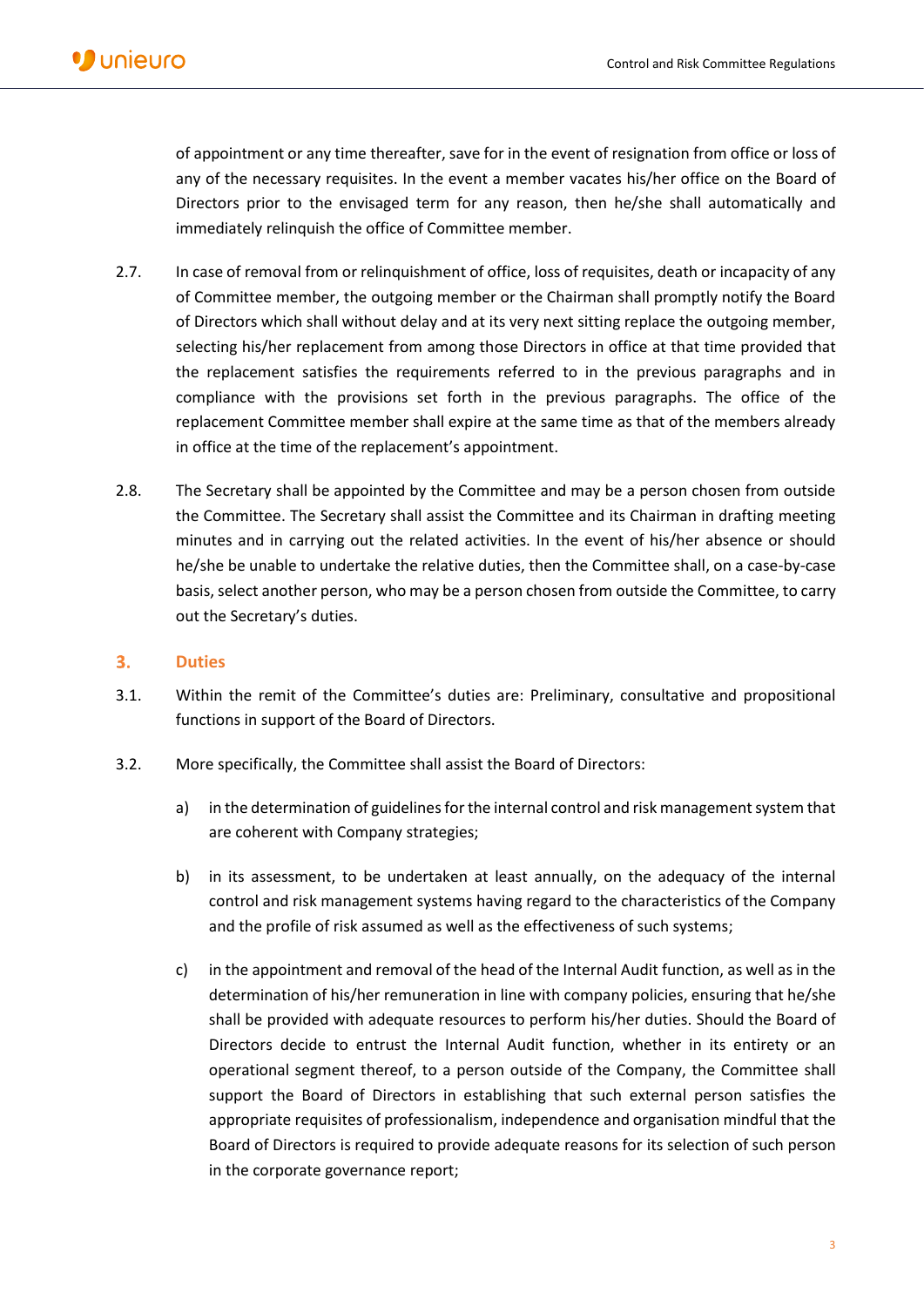of appointment or any time thereafter, save for in the event of resignation from office or loss of any of the necessary requisites. In the event a member vacates his/her office on the Board of Directors prior to the envisaged term for any reason, then he/she shall automatically and immediately relinquish the office of Committee member.

2.7. In case of removal from or relinquishment of office, loss of requisites, death or incapacity of any of Committee member, the outgoing member or the Chairman shall promptly notify the Board of Directors which shall without delay and at its very next sitting replace the outgoing member, selecting his/her replacement from among those Directors in office at that time provided that the replacement satisfies the requirements referred to in the previous paragraphs and in compliance with the provisions set forth in the previous paragraphs. The office of the replacement Committee member shall expire at the same time as that of the members already in office at the time of the replacement's appointment.

2.8. The Secretary shall be appointed by the Committee and may be a person chosen from outside the Committee. The Secretary shall assist the Committee and its Chairman in drafting meeting minutes and in carrying out the related activities. In the event of his/her absence or should he/she be unable to undertake the relative duties, then the Committee shall, on a case-by-case basis, select another person, who may be a person chosen from outside the Committee, to carry out the Secretary's duties.

## 3. Duties

3.1. Within the remit of the Committee's duties are: Preliminary, consultative and propositional functions in support of the Board of Directors.

3.2. More specifically, the Committee shall assist the Board of Directors:

a) in the determination of guidelines for the internal control and risk management system that are coherent with Company strategies;

b) in its assessment, to be undertaken at least annually, on the adequacy of the internal control and risk management systems having regard to the characteristics of the Company and the profile of risk assumed as well as the effectiveness of such systems;

c) in the appointment and removal of the head of the Internal Audit function, as well as in the determination of his/her remuneration in line with company policies, ensuring that he/she shall be provided with adequate resources to perform his/her duties. Should the Board of Directors decide to entrust the Internal Audit function, whether in its entirety or an operational segment thereof, to a person outside of the Company, the Committee shall support the Board of Directors in establishing that such external person satisfies the appropriate requisites of professionalism, independence and organisation mindful that the Board of Directors is required to provide adequate reasons for its selection of such person in the corporate governance report;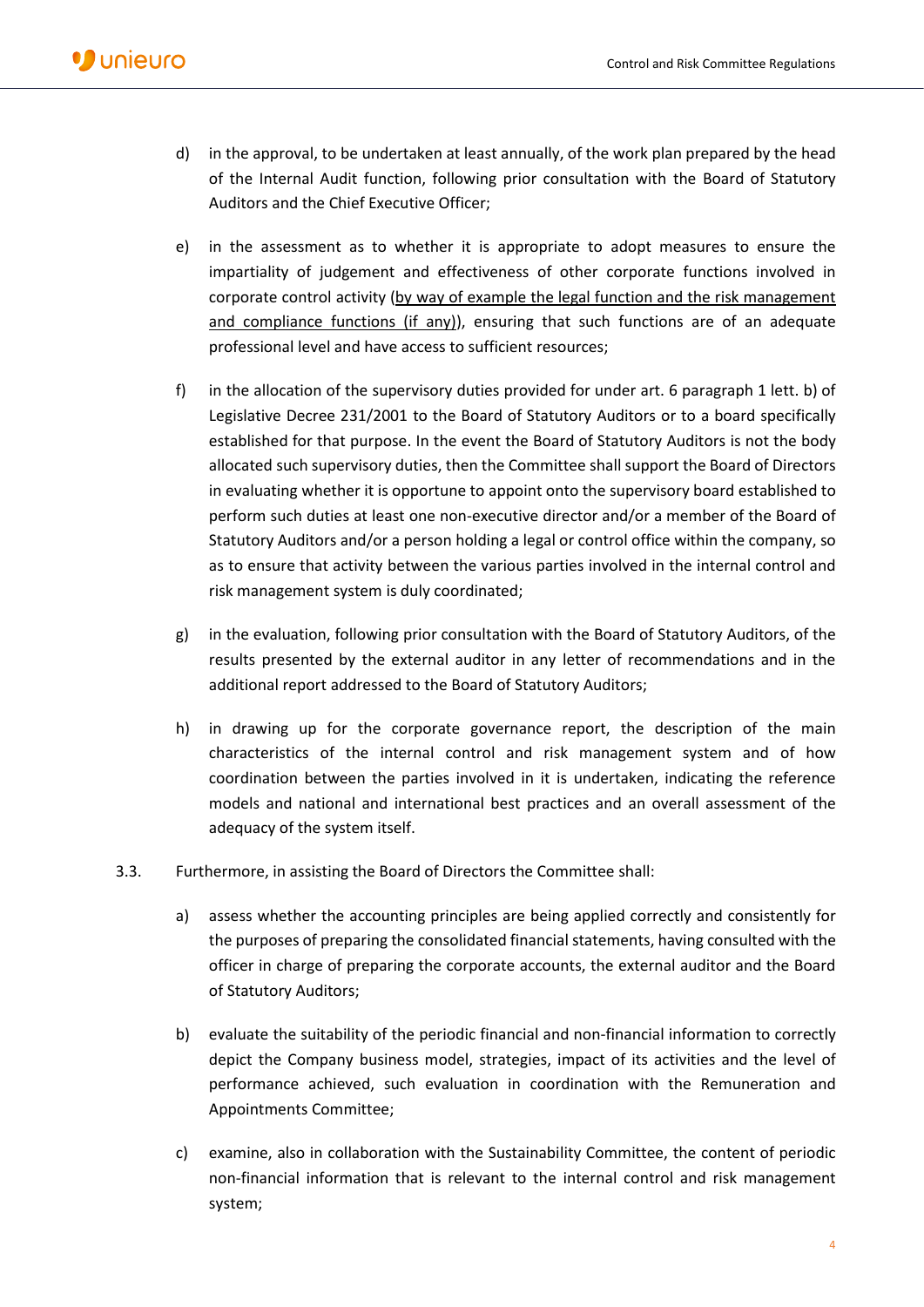d) in the approval, to be undertaken at least annually, of the work plan prepared by the head of the Internal Audit function, following prior consultation with the Board of Statutory Auditors and the Chief Executive Officer;

e) in the assessment as to whether it is appropriate to adopt measures to ensure the impartiality of judgement and effectiveness of other corporate functions involved in corporate control activity (<u>by way of example the legal function and the risk management and compliance functions (if any)</u>), ensuring that such functions are of an adequate professional level and have access to sufficient resources;

f) in the allocation of the supervisory duties provided for under art. 6 paragraph 1 lett. b) of Legislative Decree 231/2001 to the Board of Statutory Auditors or to a board specifically established for that purpose. In the event the Board of Statutory Auditors is not the body allocated such supervisory duties, then the Committee shall support the Board of Directors in evaluating whether it is opportune to appoint onto the supervisory board established to perform such duties at least one non-executive director and/or a member of the Board of Statutory Auditors and/or a person holding a legal or control office within the company, so as to ensure that activity between the various parties involved in the internal control and risk management system is duly coordinated;

g) in the evaluation, following prior consultation with the Board of Statutory Auditors, of the results presented by the external auditor in any letter of recommendations and in the additional report addressed to the Board of Statutory Auditors;

h) in drawing up for the corporate governance report, the description of the main characteristics of the internal control and risk management system and of how coordination between the parties involved in it is undertaken, indicating the reference models and national and international best practices and an overall assessment of the adequacy of the system itself.

3.3. Furthermore, in assisting the Board of Directors the Committee shall:

a) assess whether the accounting principles are being applied correctly and consistently for the purposes of preparing the consolidated financial statements, having consulted with the officer in charge of preparing the corporate accounts, the external auditor and the Board of Statutory Auditors;

b) evaluate the suitability of the periodic financial and non-financial information to correctly depict the Company business model, strategies, impact of its activities and the level of performance achieved, such evaluation in coordination with the Remuneration and Appointments Committee;

c) examine, also in collaboration with the Sustainability Committee, the content of periodic non-financial information that is relevant to the internal control and risk management system;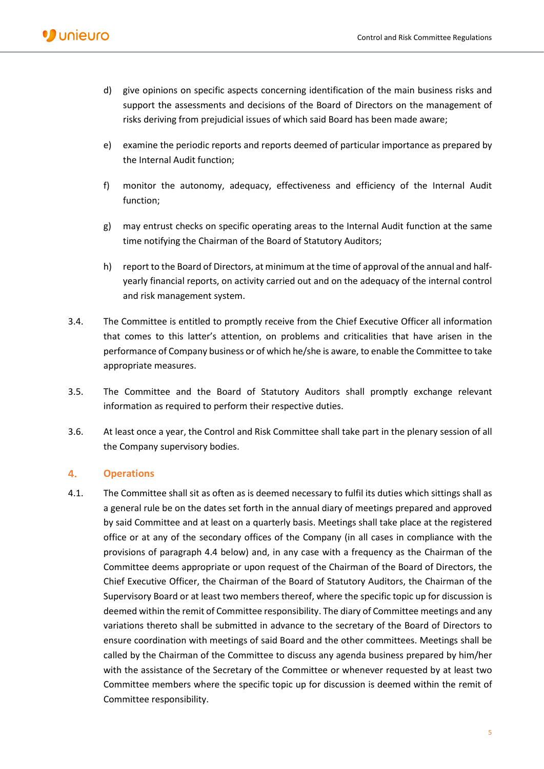d) give opinions on specific aspects concerning identification of the main business risks and support the assessments and decisions of the Board of Directors on the management of risks deriving from prejudicial issues of which said Board has been made aware;

e) examine the periodic reports and reports deemed of particular importance as prepared by the Internal Audit function;

f) monitor the autonomy, adequacy, effectiveness and efficiency of the Internal Audit function;

g) may entrust checks on specific operating areas to the Internal Audit function at the same time notifying the Chairman of the Board of Statutory Auditors;

h) report to the Board of Directors, at minimum at the time of approval of the annual and half-yearly financial reports, on activity carried out and on the adequacy of the internal control and risk management system.

3.4. The Committee is entitled to promptly receive from the Chief Executive Officer all information that comes to this latter's attention, on problems and criticalities that have arisen in the performance of Company business or of which he/she is aware, to enable the Committee to take appropriate measures.

3.5. The Committee and the Board of Statutory Auditors shall promptly exchange relevant information as required to perform their respective duties.

3.6. At least once a year, the Control and Risk Committee shall take part in the plenary session of all the Company supervisory bodies.

## 4. Operations

4.1. The Committee shall sit as often as is deemed necessary to fulfil its duties which sittings shall as a general rule be on the dates set forth in the annual diary of meetings prepared and approved by said Committee and at least on a quarterly basis. Meetings shall take place at the registered office or at any of the secondary offices of the Company (in all cases in compliance with the provisions of paragraph 4.4 below) and, in any case with a frequency as the Chairman of the Committee deems appropriate or upon request of the Chairman of the Board of Directors, the Chief Executive Officer, the Chairman of the Board of Statutory Auditors, the Chairman of the Supervisory Board or at least two members thereof, where the specific topic up for discussion is deemed within the remit of Committee responsibility. The diary of Committee meetings and any variations thereto shall be submitted in advance to the secretary of the Board of Directors to ensure coordination with meetings of said Board and the other committees. Meetings shall be called by the Chairman of the Committee to discuss any agenda business prepared by him/her with the assistance of the Secretary of the Committee or whenever requested by at least two Committee members where the specific topic up for discussion is deemed within the remit of Committee responsibility.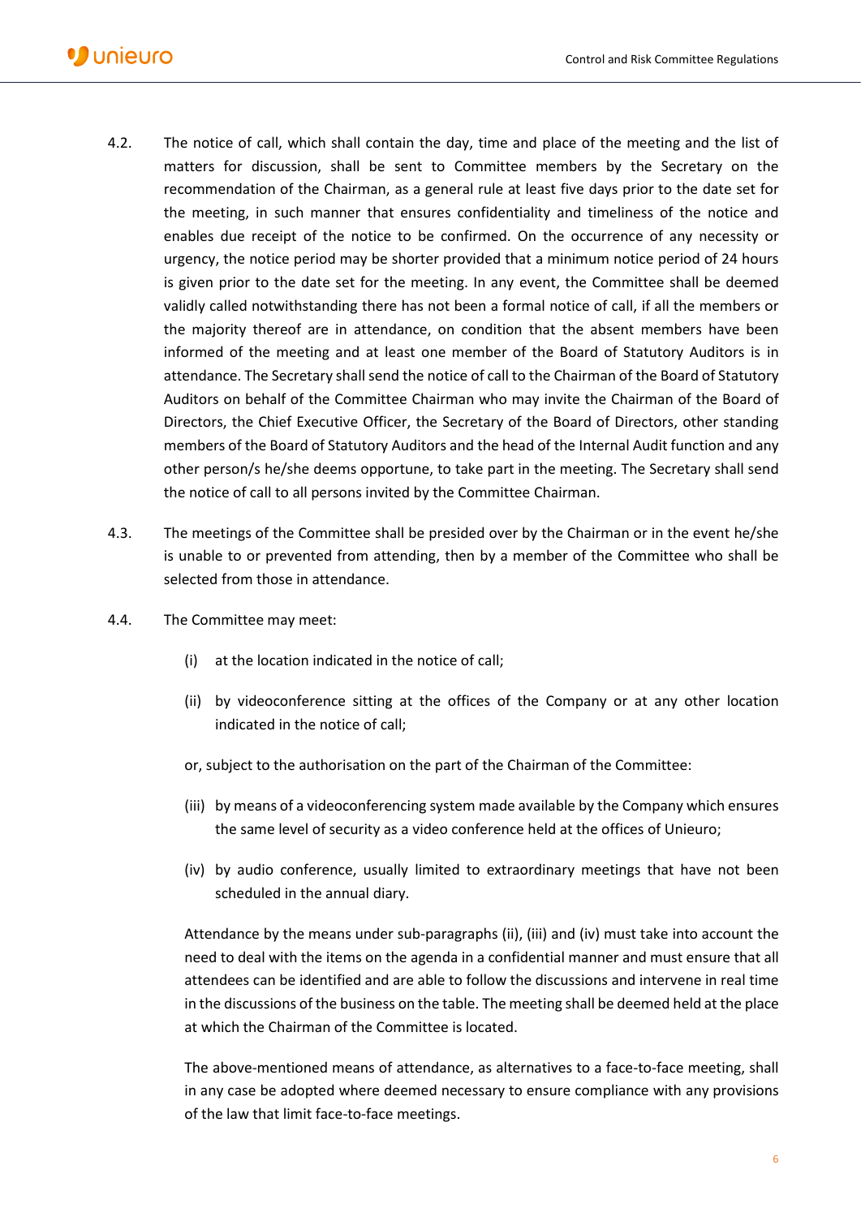4.2. The notice of call, which shall contain the day, time and place of the meeting and the list of matters for discussion, shall be sent to Committee members by the Secretary on the recommendation of the Chairman, as a general rule at least five days prior to the date set for the meeting, in such manner that ensures confidentiality and timeliness of the notice and enables due receipt of the notice to be confirmed. On the occurrence of any necessity or urgency, the notice period may be shorter provided that a minimum notice period of 24 hours is given prior to the date set for the meeting. In any event, the Committee shall be deemed validly called notwithstanding there has not been a formal notice of call, if all the members or the majority thereof are in attendance, on condition that the absent members have been informed of the meeting and at least one member of the Board of Statutory Auditors is in attendance. The Secretary shall send the notice of call to the Chairman of the Board of Statutory Auditors on behalf of the Committee Chairman who may invite the Chairman of the Board of Directors, the Chief Executive Officer, the Secretary of the Board of Directors, other standing members of the Board of Statutory Auditors and the head of the Internal Audit function and any other person/s he/she deems opportune, to take part in the meeting. The Secretary shall send the notice of call to all persons invited by the Committee Chairman.

4.3. The meetings of the Committee shall be presided over by the Chairman or in the event he/she is unable to or prevented from attending, then by a member of the Committee who shall be selected from those in attendance.

4.4. The Committee may meet:

(i) at the location indicated in the notice of call;

(ii) by videoconference sitting at the offices of the Company or at any other location indicated in the notice of call;

or, subject to the authorisation on the part of the Chairman of the Committee:

(iii) by means of a videoconferencing system made available by the Company which ensures the same level of security as a video conference held at the offices of Unieuro;

(iv) by audio conference, usually limited to extraordinary meetings that have not been scheduled in the annual diary.

Attendance by the means under sub-paragraphs (ii), (iii) and (iv) must take into account the need to deal with the items on the agenda in a confidential manner and must ensure that all attendees can be identified and are able to follow the discussions and intervene in real time in the discussions of the business on the table. The meeting shall be deemed held at the place at which the Chairman of the Committee is located.

The above-mentioned means of attendance, as alternatives to a face-to-face meeting, shall in any case be adopted where deemed necessary to ensure compliance with any provisions of the law that limit face-to-face meetings.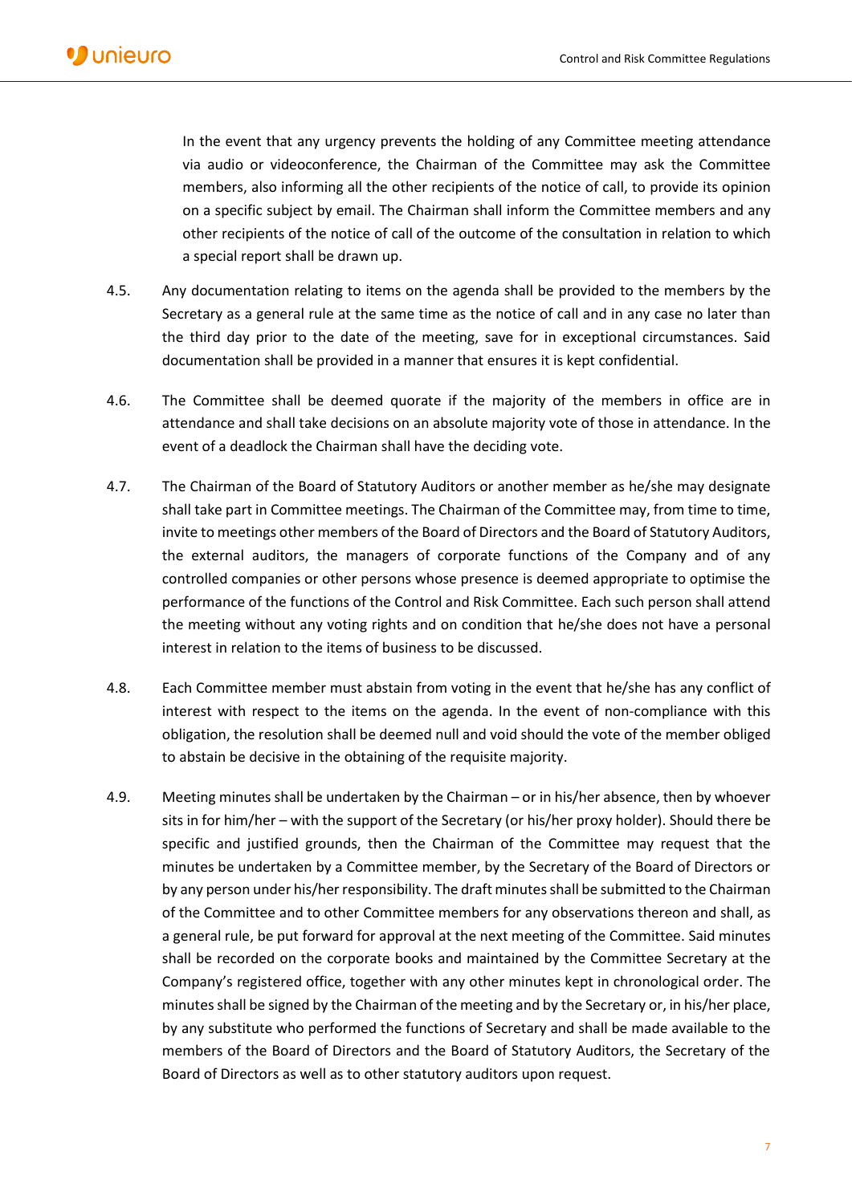In the event that any urgency prevents the holding of any Committee meeting attendance via audio or videoconference, the Chairman of the Committee may ask the Committee members, also informing all the other recipients of the notice of call, to provide its opinion on a specific subject by email. The Chairman shall inform the Committee members and any other recipients of the notice of call of the outcome of the consultation in relation to which a special report shall be drawn up.

4.5. Any documentation relating to items on the agenda shall be provided to the members by the Secretary as a general rule at the same time as the notice of call and in any case no later than the third day prior to the date of the meeting, save for in exceptional circumstances. Said documentation shall be provided in a manner that ensures it is kept confidential.

4.6. The Committee shall be deemed quorate if the majority of the members in office are in attendance and shall take decisions on an absolute majority vote of those in attendance. In the event of a deadlock the Chairman shall have the deciding vote.

4.7. The Chairman of the Board of Statutory Auditors or another member as he/she may designate shall take part in Committee meetings. The Chairman of the Committee may, from time to time, invite to meetings other members of the Board of Directors and the Board of Statutory Auditors, the external auditors, the managers of corporate functions of the Company and of any controlled companies or other persons whose presence is deemed appropriate to optimise the performance of the functions of the Control and Risk Committee. Each such person shall attend the meeting without any voting rights and on condition that he/she does not have a personal interest in relation to the items of business to be discussed.

4.8. Each Committee member must abstain from voting in the event that he/she has any conflict of interest with respect to the items on the agenda. In the event of non-compliance with this obligation, the resolution shall be deemed null and void should the vote of the member obliged to abstain be decisive in the obtaining of the requisite majority.

4.9. Meeting minutes shall be undertaken by the Chairman – or in his/her absence, then by whoever sits in for him/her – with the support of the Secretary (or his/her proxy holder). Should there be specific and justified grounds, then the Chairman of the Committee may request that the minutes be undertaken by a Committee member, by the Secretary of the Board of Directors or by any person under his/her responsibility. The draft minutes shall be submitted to the Chairman of the Committee and to other Committee members for any observations thereon and shall, as a general rule, be put forward for approval at the next meeting of the Committee. Said minutes shall be recorded on the corporate books and maintained by the Committee Secretary at the Company's registered office, together with any other minutes kept in chronological order. The minutes shall be signed by the Chairman of the meeting and by the Secretary or, in his/her place, by any substitute who performed the functions of Secretary and shall be made available to the members of the Board of Directors and the Board of Statutory Auditors, the Secretary of the Board of Directors as well as to other statutory auditors upon request.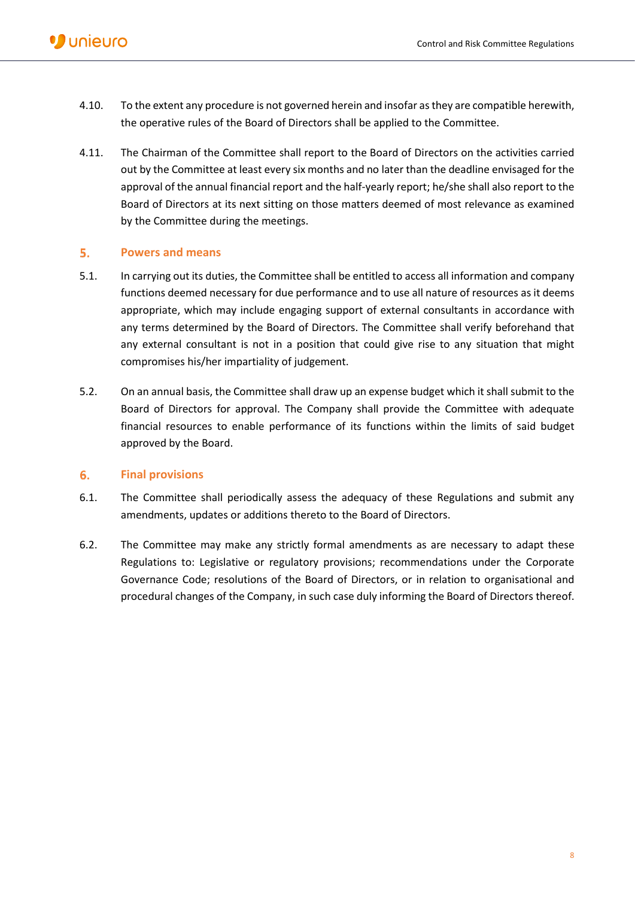4.10. To the extent any procedure is not governed herein and insofar as they are compatible herewith, the operative rules of the Board of Directors shall be applied to the Committee.

4.11. The Chairman of the Committee shall report to the Board of Directors on the activities carried out by the Committee at least every six months and no later than the deadline envisaged for the approval of the annual financial report and the half-yearly report; he/she shall also report to the Board of Directors at its next sitting on those matters deemed of most relevance as examined by the Committee during the meetings.

## 5. Powers and means

5.1. In carrying out its duties, the Committee shall be entitled to access all information and company functions deemed necessary for due performance and to use all nature of resources as it deems appropriate, which may include engaging support of external consultants in accordance with any terms determined by the Board of Directors. The Committee shall verify beforehand that any external consultant is not in a position that could give rise to any situation that might compromises his/her impartiality of judgement.

5.2. On an annual basis, the Committee shall draw up an expense budget which it shall submit to the Board of Directors for approval. The Company shall provide the Committee with adequate financial resources to enable performance of its functions within the limits of said budget approved by the Board.

## 6. Final provisions

6.1. The Committee shall periodically assess the adequacy of these Regulations and submit any amendments, updates or additions thereto to the Board of Directors.

6.2. The Committee may make any strictly formal amendments as are necessary to adapt these Regulations to: Legislative or regulatory provisions; recommendations under the Corporate Governance Code; resolutions of the Board of Directors, or in relation to organisational and procedural changes of the Company, in such case duly informing the Board of Directors thereof.